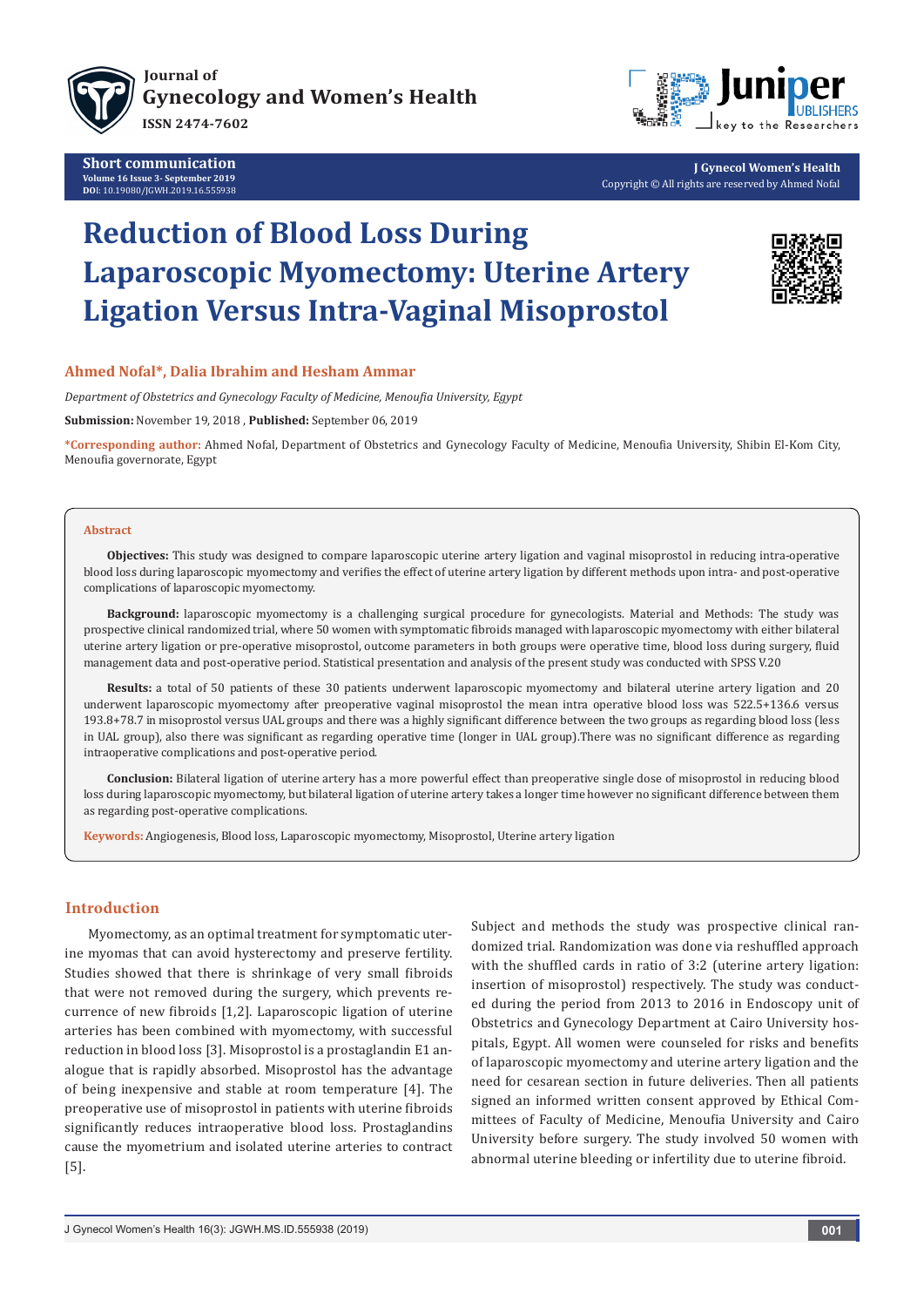Journal of
Gynecology and Women's Health
ISSN 2474-7602

**Short communication**
**Volume 16 Issue 3- September 2019**
**DOI:** 10.19080/JGWH.2019.16.555938

**J Gynecol Women's Health**
Copyright © All rights are reserved by Ahmed Nofal

# Reduction of Blood Loss During Laparoscopic Myomectomy: Uterine Artery Ligation Versus Intra-Vaginal Misoprostol

**Ahmed Nofal\*, Dalia Ibrahim and Hesham Ammar**

*Department of Obstetrics and Gynecology Faculty of Medicine, Menoufia University, Egypt*

**Submission:** November 19, 2018 , **Published:** September 06, 2019

**\*Corresponding author:** Ahmed Nofal, Department of Obstetrics and Gynecology Faculty of Medicine, Menoufia University, Shibin El-Kom City, Menoufia governorate, Egypt

## Abstract

**Objectives:** This study was designed to compare laparoscopic uterine artery ligation and vaginal misoprostol in reducing intra-operative blood loss during laparoscopic myomectomy and verifies the effect of uterine artery ligation by different methods upon intra- and post-operative complications of laparoscopic myomectomy.

**Background:** laparoscopic myomectomy is a challenging surgical procedure for gynecologists. Material and Methods: The study was prospective clinical randomized trial, where 50 women with symptomatic fibroids managed with laparoscopic myomectomy with either bilateral uterine artery ligation or pre-operative misoprostol, outcome parameters in both groups were operative time, blood loss during surgery, fluid management data and post-operative period. Statistical presentation and analysis of the present study was conducted with SPSS V.20

**Results:** a total of 50 patients of these 30 patients underwent laparoscopic myomectomy and bilateral uterine artery ligation and 20 underwent laparoscopic myomectomy after preoperative vaginal misoprostol the mean intra operative blood loss was 522.5+136.6 versus 193.8+78.7 in misoprostol versus UAL groups and there was a highly significant difference between the two groups as regarding blood loss (less in UAL group), also there was significant as regarding operative time (longer in UAL group).There was no significant difference as regarding intraoperative complications and post-operative period.

**Conclusion:** Bilateral ligation of uterine artery has a more powerful effect than preoperative single dose of misoprostol in reducing blood loss during laparoscopic myomectomy, but bilateral ligation of uterine artery takes a longer time however no significant difference between them as regarding post-operative complications.

**Keywords:** Angiogenesis, Blood loss, Laparoscopic myomectomy, Misoprostol, Uterine artery ligation

## Introduction

Myomectomy, as an optimal treatment for symptomatic uterine myomas that can avoid hysterectomy and preserve fertility. Studies showed that there is shrinkage of very small fibroids that were not removed during the surgery, which prevents recurrence of new fibroids [1,2]. Laparoscopic ligation of uterine arteries has been combined with myomectomy, with successful reduction in blood loss [3]. Misoprostol is a prostaglandin E1 analogue that is rapidly absorbed. Misoprostol has the advantage of being inexpensive and stable at room temperature [4]. The preoperative use of misoprostol in patients with uterine fibroids significantly reduces intraoperative blood loss. Prostaglandins cause the myometrium and isolated uterine arteries to contract [5].

Subject and methods the study was prospective clinical randomized trial. Randomization was done via reshuffled approach with the shuffled cards in ratio of 3:2 (uterine artery ligation: insertion of misoprostol) respectively. The study was conducted during the period from 2013 to 2016 in Endoscopy unit of Obstetrics and Gynecology Department at Cairo University hospitals, Egypt. All women were counseled for risks and benefits of laparoscopic myomectomy and uterine artery ligation and the need for cesarean section in future deliveries. Then all patients signed an informed written consent approved by Ethical Committees of Faculty of Medicine, Menoufia University and Cairo University before surgery. The study involved 50 women with abnormal uterine bleeding or infertility due to uterine fibroid.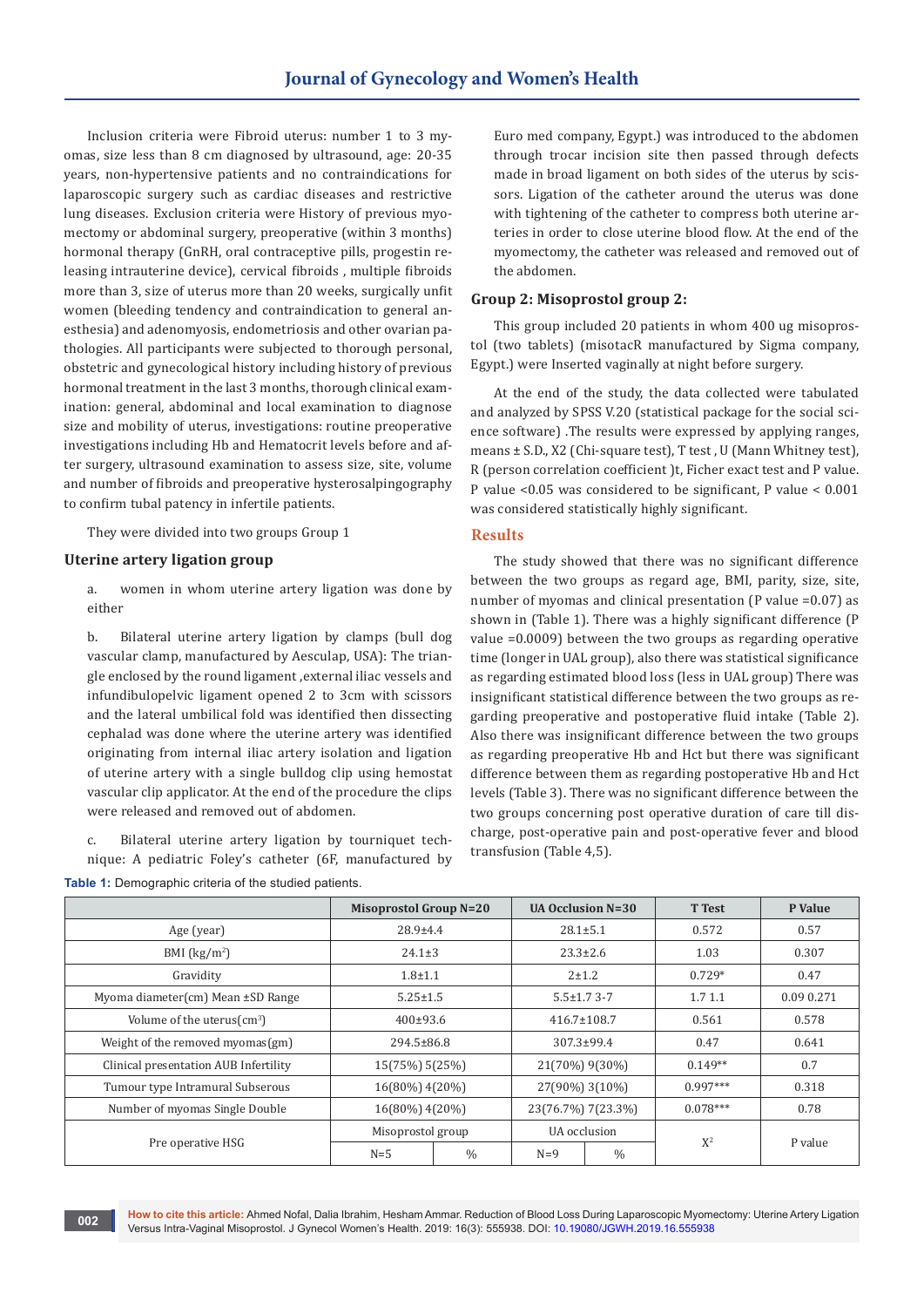Inclusion criteria were Fibroid uterus: number 1 to 3 myomas, size less than 8 cm diagnosed by ultrasound, age: 20-35 years, non-hypertensive patients and no contraindications for laparoscopic surgery such as cardiac diseases and restrictive lung diseases. Exclusion criteria were History of previous myomectomy or abdominal surgery, preoperative (within 3 months) hormonal therapy (GnRH, oral contraceptive pills, progestin releasing intrauterine device), cervical fibroids , multiple fibroids more than 3, size of uterus more than 20 weeks, surgically unfit women (bleeding tendency and contraindication to general anesthesia) and adenomyosis, endometriosis and other ovarian pathologies. All participants were subjected to thorough personal, obstetric and gynecological history including history of previous hormonal treatment in the last 3 months, thorough clinical examination: general, abdominal and local examination to diagnose size and mobility of uterus, investigations: routine preoperative investigations including Hb and Hematocrit levels before and after surgery, ultrasound examination to assess size, site, volume and number of fibroids and preoperative hysterosalpingography to confirm tubal patency in infertile patients.

They were divided into two groups Group 1

### Uterine artery ligation group

a. women in whom uterine artery ligation was done by either

b. Bilateral uterine artery ligation by clamps (bull dog vascular clamp, manufactured by Aesculap, USA): The triangle enclosed by the round ligament ,external iliac vessels and infundibulopelvic ligament opened 2 to 3cm with scissors and the lateral umbilical fold was identified then dissecting cephalad was done where the uterine artery was identified originating from internal iliac artery isolation and ligation of uterine artery with a single bulldog clip using hemostat vascular clip applicator. At the end of the procedure the clips were released and removed out of abdomen.

c. Bilateral uterine artery ligation by tourniquet technique: A pediatric Foley's catheter (6F, manufactured by Euro med company, Egypt.) was introduced to the abdomen through trocar incision site then passed through defects made in broad ligament on both sides of the uterus by scissors. Ligation of the catheter around the uterus was done with tightening of the catheter to compress both uterine arteries in order to close uterine blood flow. At the end of the myomectomy, the catheter was released and removed out of the abdomen.

### Group 2: Misoprostol group 2:

This group included 20 patients in whom 400 ug misoprostol (two tablets) (misotacR manufactured by Sigma company, Egypt.) were Inserted vaginally at night before surgery.

At the end of the study, the data collected were tabulated and analyzed by SPSS V.20 (statistical package for the social science software) .The results were expressed by applying ranges, means ± S.D., X2 (Chi-square test), T test , U (Mann Whitney test), R (person correlation coefficient )t, Ficher exact test and P value. P value <0.05 was considered to be significant, P value < 0.001 was considered statistically highly significant.

## Results

The study showed that there was no significant difference between the two groups as regard age, BMI, parity, size, site, number of myomas and clinical presentation (P value =0.07) as shown in (Table 1). There was a highly significant difference (P value =0.0009) between the two groups as regarding operative time (longer in UAL group), also there was statistical significance as regarding estimated blood loss (less in UAL group) There was insignificant statistical difference between the two groups as regarding preoperative and postoperative fluid intake (Table 2). Also there was insignificant difference between the two groups as regarding preoperative Hb and Hct but there was significant difference between them as regarding postoperative Hb and Hct levels (Table 3). There was no significant difference between the two groups concerning post operative duration of care till discharge, post-operative pain and post-operative fever and blood transfusion (Table 4,5).

**Table 1:** Demographic criteria of the studied patients.

| | Misoprostol Group N=20 | | UA Occlusion N=30 | | T Test | P Value |
|---|---|---|---|---|---|---|
| Age (year) | 28.9±4.4 | | 28.1±5.1 | | 0.572 | 0.57 |
| BMI (kg/m$^2$) | 24.1±3 | | 23.3±2.6 | | 1.03 | 0.307 |
| Gravidity | 1.8±1.1 | | 2±1.2 | | 0.729* | 0.47 |
| Myoma diameter(cm) Mean ±SD Range | 5.25±1.5 | | 5.5±1.7 3-7 | | 1.7 1.1 | 0.09 0.271 |
| Volume of the uterus(cm$^3$) | 400±93.6 | | 416.7±108.7 | | 0.561 | 0.578 |
| Weight of the removed myomas(gm) | 294.5±86.8 | | 307.3±99.4 | | 0.47 | 0.641 |
| Clinical presentation AUB Infertility | 15(75%) 5(25%) | | 21(70%) 9(30%) | | 0.149** | 0.7 |
| Tumour type Intramural Subserous | 16(80%) 4(20%) | | 27(90%) 3(10%) | | 0.997*** | 0.318 |
| Number of myomas Single Double | 16(80%) 4(20%) | | 23(76.7%) 7(23.3%) | | 0.078*** | 0.78 |
| Pre operative HSG | Misoprostol group | | UA occlusion | | $X^2$ | P value |
| | N=5 | % | N=9 | % | | |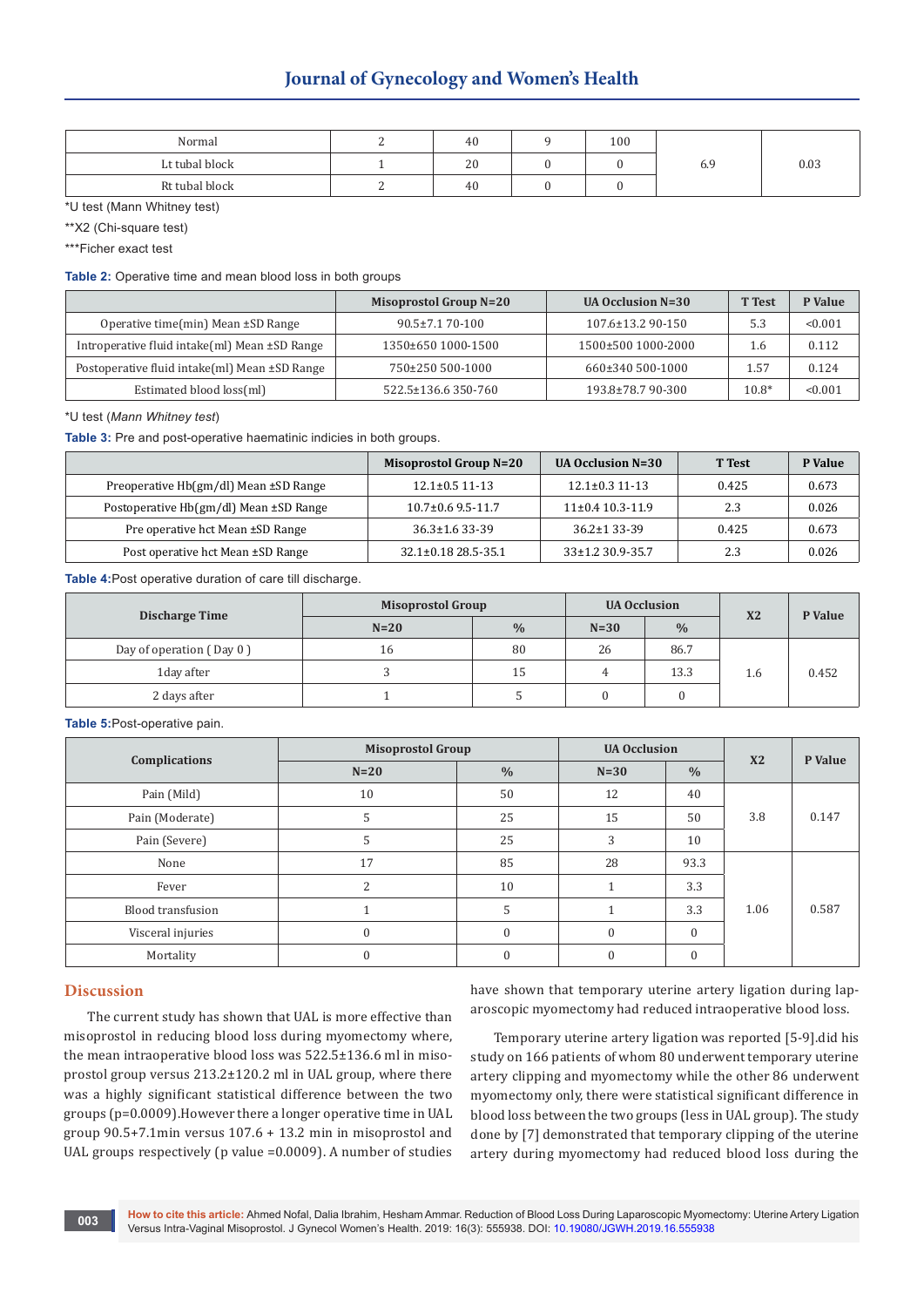| | | | | | | |
|---|---|---|---|---|---|---|
| Normal | 2 | 40 | 9 | 100 | 6.9 | 0.03 |
| Lt tubal block | 1 | 20 | 0 | 0 | | |
| Rt tubal block | 2 | 40 | 0 | 0 | | |

*U test (Mann Whitney test)

**X2 (Chi-square test)

***Ficher exact test

**Table 2:** Operative time and mean blood loss in both groups

| | Misoprostol Group N=20 | UA Occlusion N=30 | T Test | P Value |
|---|---|---|---|---|
| Operative time(min) Mean ±SD Range | 90.5±7.1 70-100 | 107.6±13.2 90-150 | 5.3 | <0.001 |
| Introperative fluid intake(ml) Mean ±SD Range | 1350±650 1000-1500 | 1500±500 1000-2000 | 1.6 | 0.112 |
| Postoperative fluid intake(ml) Mean ±SD Range | 750±250 500-1000 | 660±340 500-1000 | 1.57 | 0.124 |
| Estimated blood loss(ml) | 522.5±136.6 350-760 | 193.8±78.7 90-300 | 10.8* | <0.001 |

*U test (*Mann Whitney test*)

**Table 3:** Pre and post-operative haematinic indicies in both groups.

| | Misoprostol Group N=20 | UA Occlusion N=30 | T Test | P Value |
|---|---|---|---|---|
| Preoperative Hb(gm/dl) Mean ±SD Range | 12.1±0.5 11-13 | 12.1±0.3 11-13 | 0.425 | 0.673 |
| Postoperative Hb(gm/dl) Mean ±SD Range | 10.7±0.6 9.5-11.7 | 11±0.4 10.3-11.9 | 2.3 | 0.026 |
| Pre operative hct Mean ±SD Range | 36.3±1.6 33-39 | 36.2±1 33-39 | 0.425 | 0.673 |
| Post operative hct Mean ±SD Range | 32.1±0.18 28.5-35.1 | 33±1.2 30.9-35.7 | 2.3 | 0.026 |

**Table 4:**Post operative duration of care till discharge.

| Discharge Time | Misoprostol Group | | UA Occlusion | | X2 | P Value |
|---|---|---|---|---|---|---|
| | N=20 | % | N=30 | % | | |
| Day of operation ( Day 0 ) | 16 | 80 | 26 | 86.7 | 1.6 | 0.452 |
| 1day after | 3 | 15 | 4 | 13.3 | | |
| 2 days after | 1 | 5 | 0 | 0 | | |

**Table 5:**Post-operative pain.

| Complications | Misoprostol Group | | UA Occlusion | | X2 | P Value |
|---|---|---|---|---|---|---|
| | N=20 | % | N=30 | % | | |
| Pain (Mild) | 10 | 50 | 12 | 40 | 3.8 | 0.147 |
| Pain (Moderate) | 5 | 25 | 15 | 50 | | |
| Pain (Severe) | 5 | 25 | 3 | 10 | | |
| None | 17 | 85 | 28 | 93.3 | 1.06 | 0.587 |
| Fever | 2 | 10 | 1 | 3.3 | | |
| Blood transfusion | 1 | 5 | 1 | 3.3 | | |
| Visceral injuries | 0 | 0 | 0 | 0 | | |
| Mortality | 0 | 0 | 0 | 0 | | |

## Discussion

The current study has shown that UAL is more effective than misoprostol in reducing blood loss during myomectomy where, the mean intraoperative blood loss was 522.5±136.6 ml in misoprostol group versus 213.2±120.2 ml in UAL group, where there was a highly significant statistical difference between the two groups (p=0.0009).However there a longer operative time in UAL group 90.5+7.1min versus 107.6 + 13.2 min in misoprostol and UAL groups respectively (p value =0.0009). A number of studies have shown that temporary uterine artery ligation during laparoscopic myomectomy had reduced intraoperative blood loss.

Temporary uterine artery ligation was reported [5-9].did his study on 166 patients of whom 80 underwent temporary uterine artery clipping and myomectomy while the other 86 underwent myomectomy only, there were statistical significant difference in blood loss between the two groups (less in UAL group). The study done by [7] demonstrated that temporary clipping of the uterine artery during myomectomy had reduced blood loss during the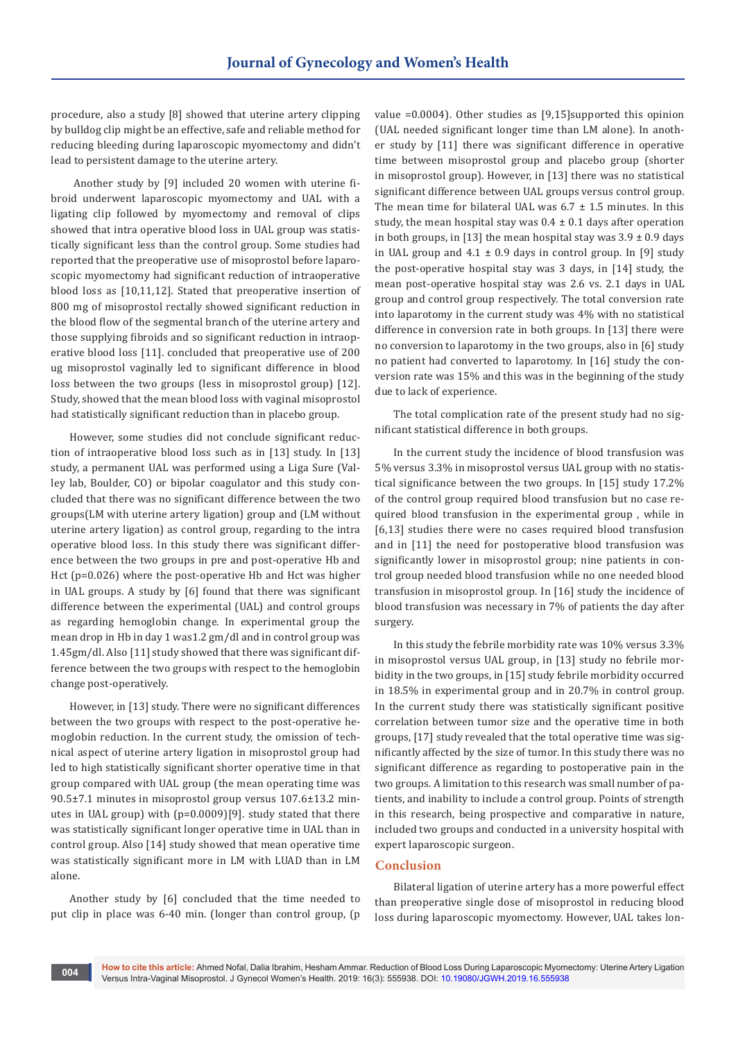procedure, also a study [8] showed that uterine artery clipping by bulldog clip might be an effective, safe and reliable method for reducing bleeding during laparoscopic myomectomy and didn't lead to persistent damage to the uterine artery.

Another study by [9] included 20 women with uterine fibroid underwent laparoscopic myomectomy and UAL with a ligating clip followed by myomectomy and removal of clips showed that intra operative blood loss in UAL group was statistically significant less than the control group. Some studies had reported that the preoperative use of misoprostol before laparoscopic myomectomy had significant reduction of intraoperative blood loss as [10,11,12]. Stated that preoperative insertion of 800 mg of misoprostol rectally showed significant reduction in the blood flow of the segmental branch of the uterine artery and those supplying fibroids and so significant reduction in intraoperative blood loss [11]. concluded that preoperative use of 200 ug misoprostol vaginally led to significant difference in blood loss between the two groups (less in misoprostol group) [12]. Study, showed that the mean blood loss with vaginal misoprostol had statistically significant reduction than in placebo group.

However, some studies did not conclude significant reduction of intraoperative blood loss such as in [13] study. In [13] study, a permanent UAL was performed using a Liga Sure (Valley lab, Boulder, CO) or bipolar coagulator and this study concluded that there was no significant difference between the two groups(LM with uterine artery ligation) group and (LM without uterine artery ligation) as control group, regarding to the intra operative blood loss. In this study there was significant difference between the two groups in pre and post-operative Hb and Hct (p=0.026) where the post-operative Hb and Hct was higher in UAL groups. A study by [6] found that there was significant difference between the experimental (UAL) and control groups as regarding hemoglobin change. In experimental group the mean drop in Hb in day 1 was1.2 gm/dl and in control group was 1.45gm/dl. Also [11] study showed that there was significant difference between the two groups with respect to the hemoglobin change post-operatively.

However, in [13] study. There were no significant differences between the two groups with respect to the post-operative hemoglobin reduction. In the current study, the omission of technical aspect of uterine artery ligation in misoprostol group had led to high statistically significant shorter operative time in that group compared with UAL group (the mean operating time was 90.5±7.1 minutes in misoprostol group versus 107.6±13.2 minutes in UAL group) with (p=0.0009)[9]. study stated that there was statistically significant longer operative time in UAL than in control group. Also [14] study showed that mean operative time was statistically significant more in LM with LUAD than in LM alone.

Another study by [6] concluded that the time needed to put clip in place was 6-40 min. (longer than control group, (p value =0.0004). Other studies as [9,15]supported this opinion (UAL needed significant longer time than LM alone). In another study by [11] there was significant difference in operative time between misoprostol group and placebo group (shorter in misoprostol group). However, in [13] there was no statistical significant difference between UAL groups versus control group. The mean time for bilateral UAL was 6.7 ± 1.5 minutes. In this study, the mean hospital stay was 0.4 ± 0.1 days after operation in both groups, in [13] the mean hospital stay was 3.9 ± 0.9 days in UAL group and 4.1 ± 0.9 days in control group. In [9] study the post-operative hospital stay was 3 days, in [14] study, the mean post-operative hospital stay was 2.6 vs. 2.1 days in UAL group and control group respectively. The total conversion rate into laparotomy in the current study was 4% with no statistical difference in conversion rate in both groups. In [13] there were no conversion to laparotomy in the two groups, also in [6] study no patient had converted to laparotomy. In [16] study the conversion rate was 15% and this was in the beginning of the study due to lack of experience.

The total complication rate of the present study had no significant statistical difference in both groups.

In the current study the incidence of blood transfusion was 5% versus 3.3% in misoprostol versus UAL group with no statistical significance between the two groups. In [15] study 17.2% of the control group required blood transfusion but no case required blood transfusion in the experimental group , while in [6,13] studies there were no cases required blood transfusion and in [11] the need for postoperative blood transfusion was significantly lower in misoprostol group; nine patients in control group needed blood transfusion while no one needed blood transfusion in misoprostol group. In [16] study the incidence of blood transfusion was necessary in 7% of patients the day after surgery.

In this study the febrile morbidity rate was 10% versus 3.3% in misoprostol versus UAL group, in [13] study no febrile morbidity in the two groups, in [15] study febrile morbidity occurred in 18.5% in experimental group and in 20.7% in control group. In the current study there was statistically significant positive correlation between tumor size and the operative time in both groups, [17] study revealed that the total operative time was significantly affected by the size of tumor. In this study there was no significant difference as regarding to postoperative pain in the two groups. A limitation to this research was small number of patients, and inability to include a control group. Points of strength in this research, being prospective and comparative in nature, included two groups and conducted in a university hospital with expert laparoscopic surgeon.

## Conclusion

Bilateral ligation of uterine artery has a more powerful effect than preoperative single dose of misoprostol in reducing blood loss during laparoscopic myomectomy. However, UAL takes lon-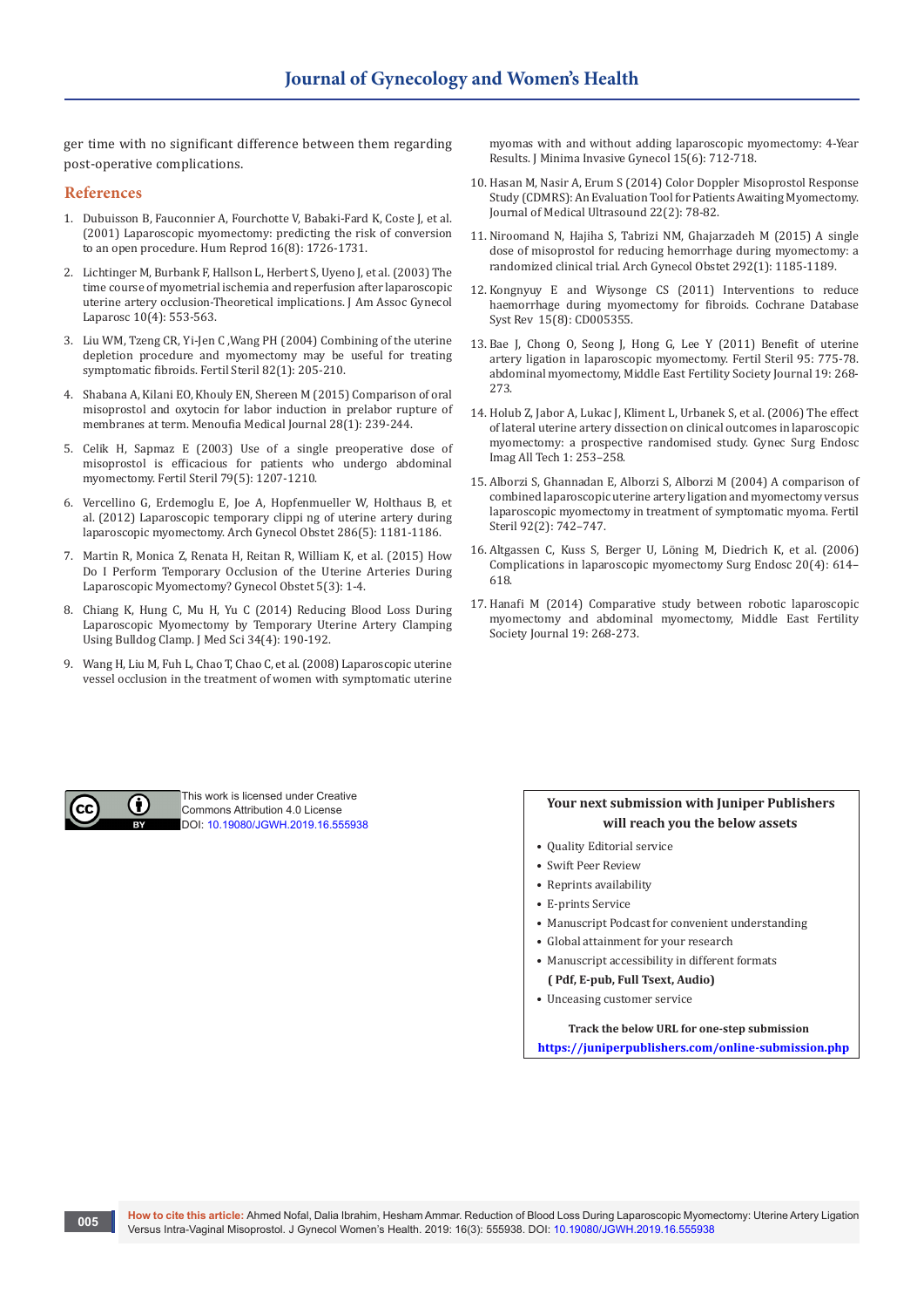ger time with no significant difference between them regarding post-operative complications.

## References

1. Dubuisson B, Fauconnier A, Fourchotte V, Babaki-Fard K, Coste J, et al. (2001) Laparoscopic myomectomy: predicting the risk of conversion to an open procedure. Hum Reprod 16(8): 1726-1731.
2. Lichtinger M, Burbank F, Hallson L, Herbert S, Uyeno J, et al. (2003) The time course of myometrial ischemia and reperfusion after laparoscopic uterine artery occlusion-Theoretical implications. J Am Assoc Gynecol Laparosc 10(4): 553-563.
3. Liu WM, Tzeng CR, Yi-Jen C ,Wang PH (2004) Combining of the uterine depletion procedure and myomectomy may be useful for treating symptomatic fibroids. Fertil Steril 82(1): 205-210.
4. Shabana A, Kilani EO, Khouly EN, Shereen M (2015) Comparison of oral misoprostol and oxytocin for labor induction in prelabor rupture of membranes at term. Menoufia Medical Journal 28(1): 239-244.
5. Celik H, Sapmaz E (2003) Use of a single preoperative dose of misoprostol is efficacious for patients who undergo abdominal myomectomy. Fertil Steril 79(5): 1207-1210.
6. Vercellino G, Erdemoglu E, Joe A, Hopfenmueller W, Holthaus B, et al. (2012) Laparoscopic temporary clippi ng of uterine artery during laparoscopic myomectomy. Arch Gynecol Obstet 286(5): 1181-1186.
7. Martin R, Monica Z, Renata H, Reitan R, William K, et al. (2015) How Do I Perform Temporary Occlusion of the Uterine Arteries During Laparoscopic Myomectomy? Gynecol Obstet 5(3): 1-4.
8. Chiang K, Hung C, Mu H, Yu C (2014) Reducing Blood Loss During Laparoscopic Myomectomy by Temporary Uterine Artery Clamping Using Bulldog Clamp. J Med Sci 34(4): 190-192.
9. Wang H, Liu M, Fuh L, Chao T, Chao C, et al. (2008) Laparoscopic uterine vessel occlusion in the treatment of women with symptomatic uterine myomas with and without adding laparoscopic myomectomy: 4-Year Results. J Minima Invasive Gynecol 15(6): 712-718.
10. Hasan M, Nasir A, Erum S (2014) Color Doppler Misoprostol Response Study (CDMRS): An Evaluation Tool for Patients Awaiting Myomectomy. Journal of Medical Ultrasound 22(2): 78-82.
11. Niroomand N, Hajiha S, Tabrizi NM, Ghajarzadeh M (2015) A single dose of misoprostol for reducing hemorrhage during myomectomy: a randomized clinical trial. Arch Gynecol Obstet 292(1): 1185-1189.
12. Kongnyuy E and Wiysonge CS (2011) Interventions to reduce haemorrhage during myomectomy for fibroids. Cochrane Database Syst Rev 15(8): CD005355.
13. Bae J, Chong O, Seong J, Hong G, Lee Y (2011) Benefit of uterine artery ligation in laparoscopic myomectomy. Fertil Steril 95: 775-78. abdominal myomectomy, Middle East Fertility Society Journal 19: 268-273.
14. Holub Z, Jabor A, Lukac J, Kliment L, Urbanek S, et al. (2006) The effect of lateral uterine artery dissection on clinical outcomes in laparoscopic myomectomy: a prospective randomised study. Gynec Surg Endosc Imag All Tech 1: 253–258.
15. Alborzi S, Ghannadan E, Alborzi S, Alborzi M (2004) A comparison of combined laparoscopic uterine artery ligation and myomectomy versus laparoscopic myomectomy in treatment of symptomatic myoma. Fertil Steril 92(2): 742–747.
16. Altgassen C, Kuss S, Berger U, Löning M, Diedrich K, et al. (2006) Complications in laparoscopic myomectomy Surg Endosc 20(4): 614–618.
17. Hanafi M (2014) Comparative study between robotic laparoscopic myomectomy and abdominal myomectomy, Middle East Fertility Society Journal 19: 268-273.

This work is licensed under Creative Commons Attribution 4.0 License
DOI: 10.19080/JGWH.2019.16.555938

**Your next submission with Juniper Publishers will reach you the below assets**

- Quality Editorial service
- Swift Peer Review
- Reprints availability
- E-prints Service
- Manuscript Podcast for convenient understanding
- Global attainment for your research
- Manuscript accessibility in different formats
  **( Pdf, E-pub, Full Tsext, Audio)**
- Unceasing customer service

**Track the below URL for one-step submission**
**https://juniperpublishers.com/online-submission.php**